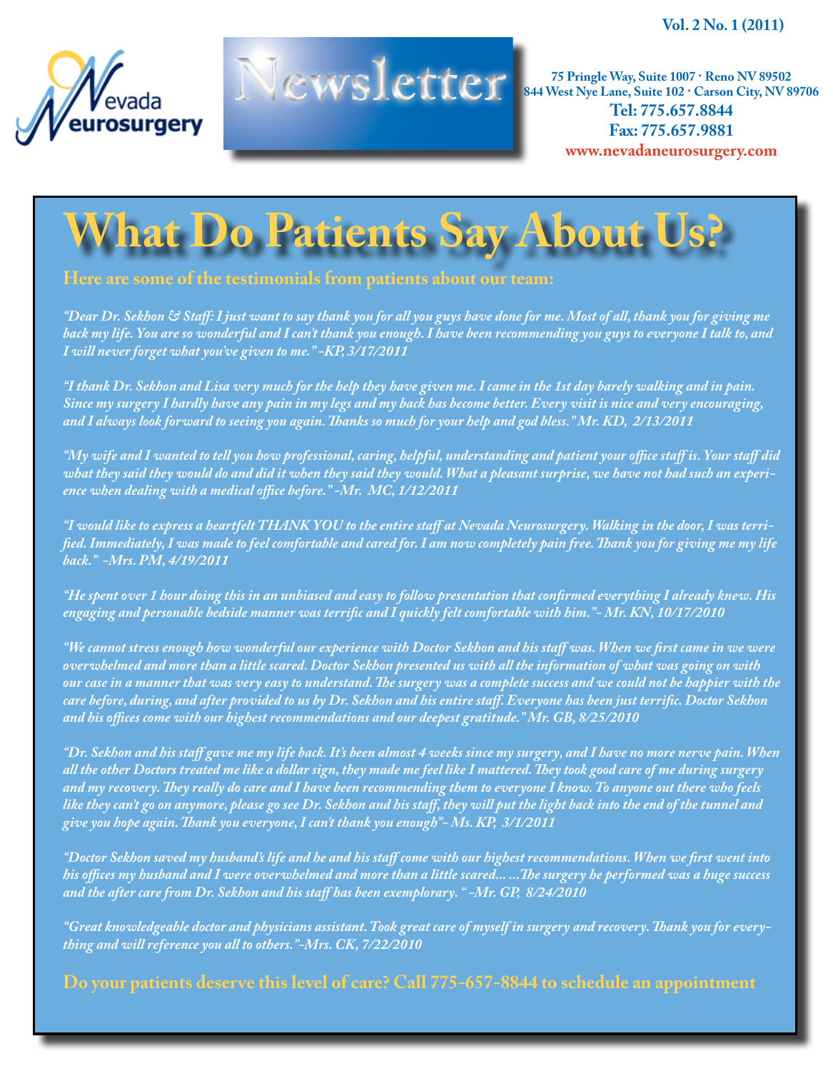Vol. 2 No. 1 (2011)

Nevada Neurosurgery

# Newsletter

75 Pringle Way, Suite 1007 · Reno NV 89502
844 West Nye Lane, Suite 102 · Carson City, NV 89706
**Tel: 775.657.8844**
**Fax: 775.657.9881**
www.nevadaneurosurgery.com

# What Do Patients Say About Us?

**Here are some of the testimonials from patients about our team:**

*"Dear Dr. Sekhon & Staff: I just want to say thank you for all you guys have done for me. Most of all, thank you for giving me back my life. You are so wonderful and I can't thank you enough. I have been recommending you guys to everyone I talk to, and I will never forget what you've given to me." -KP, 3/17/2011*

*"I thank Dr. Sekhon and Lisa very much for the help they have given me. I came in the 1st day barely walking and in pain. Since my surgery I hardly have any pain in my legs and my back has become better. Every visit is nice and very encouraging, and I always look forward to seeing you again. Thanks so much for your help and god bless." Mr. KD, 2/13/2011*

*"My wife and I wanted to tell you how professional, caring, helpful, understanding and patient your office staff is. Your staff did what they said they would do and did it when they said they would. What a pleasant surprise, we have not had such an experience when dealing with a medical office before." -Mr. MC, 1/12/2011*

*"I would like to express a heartfelt THANK YOU to the entire staff at Nevada Neurosurgery. Walking in the door, I was terrified. Immediately, I was made to feel comfortable and cared for. I am now completely pain free. Thank you for giving me my life back." -Mrs. PM, 4/19/2011*

*"He spent over 1 hour doing this in an unbiased and easy to follow presentation that confirmed everything I already knew. His engaging and personable bedside manner was terrific and I quickly felt comfortable with him."- Mr. KN, 10/17/2010*

*"We cannot stress enough how wonderful our experience with Doctor Sekhon and his staff was. When we first came in we were overwhelmed and more than a little scared. Doctor Sekhon presented us with all the information of what was going on with our case in a manner that was very easy to understand. The surgery was a complete success and we could not be happier with the care before, during, and after provided to us by Dr. Sekhon and his entire staff. Everyone has been just terrific. Doctor Sekhon and his offices come with our highest recommendations and our deepest gratitude." Mr. GB, 8/25/2010*

*"Dr. Sekhon and his staff gave me my life back. It's been almost 4 weeks since my surgery, and I have no more nerve pain. When all the other Doctors treated me like a dollar sign, they made me feel like I mattered. They took good care of me during surgery and my recovery. They really do care and I have been recommending them to everyone I know. To anyone out there who feels like they can't go on anymore, please go see Dr. Sekhon and his staff, they will put the light back into the end of the tunnel and give you hope again. Thank you everyone, I can't thank you enough"- Ms. KP, 3/1/2011*

*"Doctor Sekhon saved my husband's life and he and his staff come with our highest recommendations. When we first went into his offices my husband and I were overwhelmed and more than a little scared... ...The surgery he performed was a huge success and the after care from Dr. Sekhon and his staff has been exemplorary. " -Mr. GP, 8/24/2010*

*"Great knowledgeable doctor and physicians assistant. Took great care of myself in surgery and recovery. Thank you for everything and will reference you all to others."-Mrs. CK, 7/22/2010*

**Do your patients deserve this level of care? Call 775-657-8844 to schedule an appointment**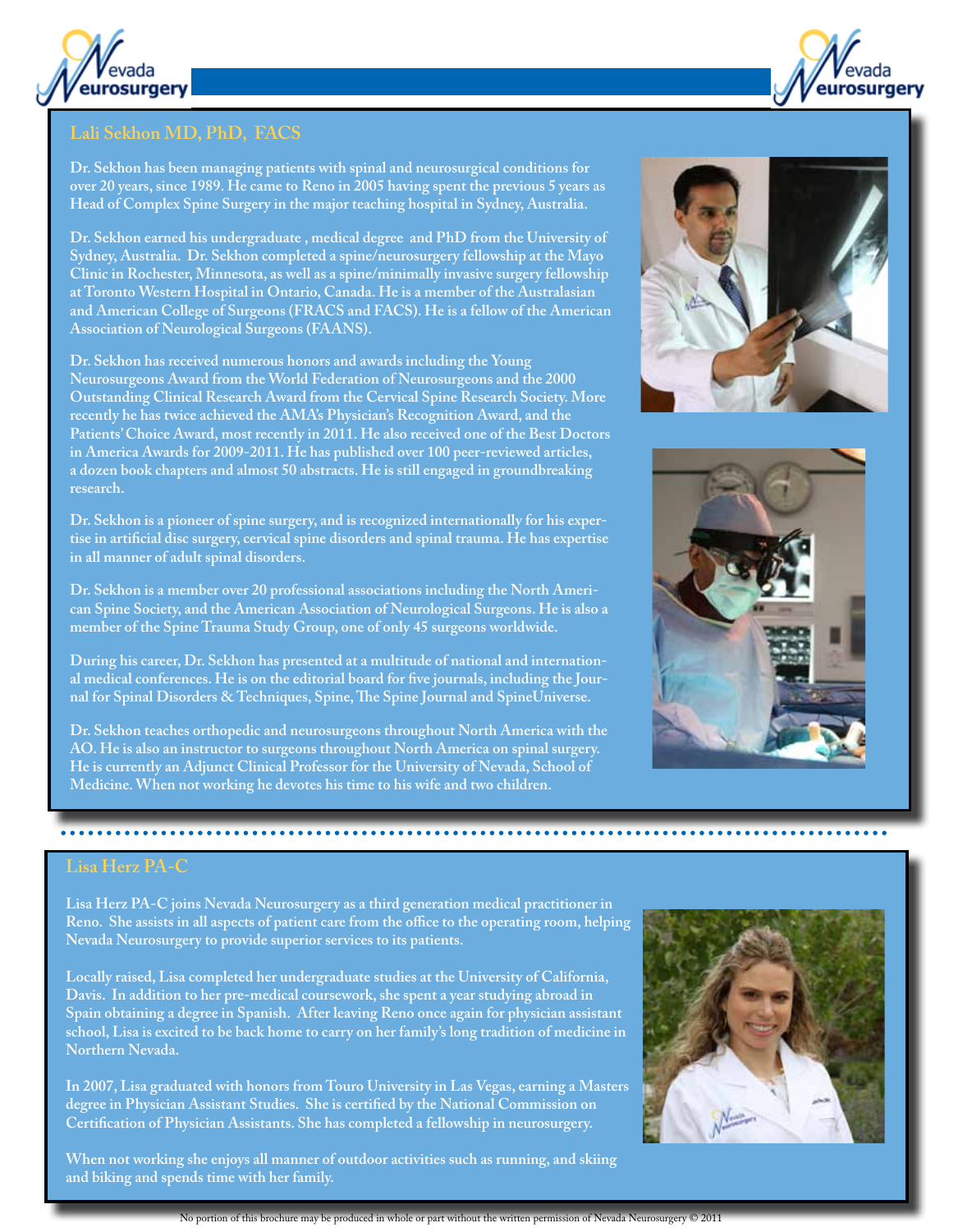## Lali Sekhon MD, PhD, FACS

Dr. Sekhon has been managing patients with spinal and neurosurgical conditions for over 20 years, since 1989. He came to Reno in 2005 having spent the previous 5 years as Head of Complex Spine Surgery in the major teaching hospital in Sydney, Australia.

Dr. Sekhon earned his undergraduate , medical degree and PhD from the University of Sydney, Australia. Dr. Sekhon completed a spine/neurosurgery fellowship at the Mayo Clinic in Rochester, Minnesota, as well as a spine/minimally invasive surgery fellowship at Toronto Western Hospital in Ontario, Canada. He is a member of the Australasian and American College of Surgeons (FRACS and FACS). He is a fellow of the American Association of Neurological Surgeons (FAANS).

Dr. Sekhon has received numerous honors and awards including the Young Neurosurgeons Award from the World Federation of Neurosurgeons and the 2000 Outstanding Clinical Research Award from the Cervical Spine Research Society. More recently he has twice achieved the AMA's Physician's Recognition Award, and the Patients' Choice Award, most recently in 2011. He also received one of the Best Doctors in America Awards for 2009-2011. He has published over 100 peer-reviewed articles, a dozen book chapters and almost 50 abstracts. He is still engaged in groundbreaking research.

Dr. Sekhon is a pioneer of spine surgery, and is recognized internationally for his expertise in artificial disc surgery, cervical spine disorders and spinal trauma. He has expertise in all manner of adult spinal disorders.

Dr. Sekhon is a member over 20 professional associations including the North American Spine Society, and the American Association of Neurological Surgeons. He is also a member of the Spine Trauma Study Group, one of only 45 surgeons worldwide.

During his career, Dr. Sekhon has presented at a multitude of national and international medical conferences. He is on the editorial board for five journals, including the Journal for Spinal Disorders & Techniques, Spine, The Spine Journal and SpineUniverse.

Dr. Sekhon teaches orthopedic and neurosurgeons throughout North America with the AO. He is also an instructor to surgeons throughout North America on spinal surgery. He is currently an Adjunct Clinical Professor for the University of Nevada, School of Medicine. When not working he devotes his time to his wife and two children.

## Lisa Herz PA-C

Lisa Herz PA-C joins Nevada Neurosurgery as a third generation medical practitioner in Reno. She assists in all aspects of patient care from the office to the operating room, helping Nevada Neurosurgery to provide superior services to its patients.

Locally raised, Lisa completed her undergraduate studies at the University of California, Davis. In addition to her pre-medical coursework, she spent a year studying abroad in Spain obtaining a degree in Spanish. After leaving Reno once again for physician assistant school, Lisa is excited to be back home to carry on her family's long tradition of medicine in Northern Nevada.

In 2007, Lisa graduated with honors from Touro University in Las Vegas, earning a Masters degree in Physician Assistant Studies. She is certified by the National Commission on Certification of Physician Assistants. She has completed a fellowship in neurosurgery.

When not working she enjoys all manner of outdoor activities such as running, and skiing and biking and spends time with her family.

No portion of this brochure may be produced in whole or part without the written permission of Nevada Neurosurgery © 2011